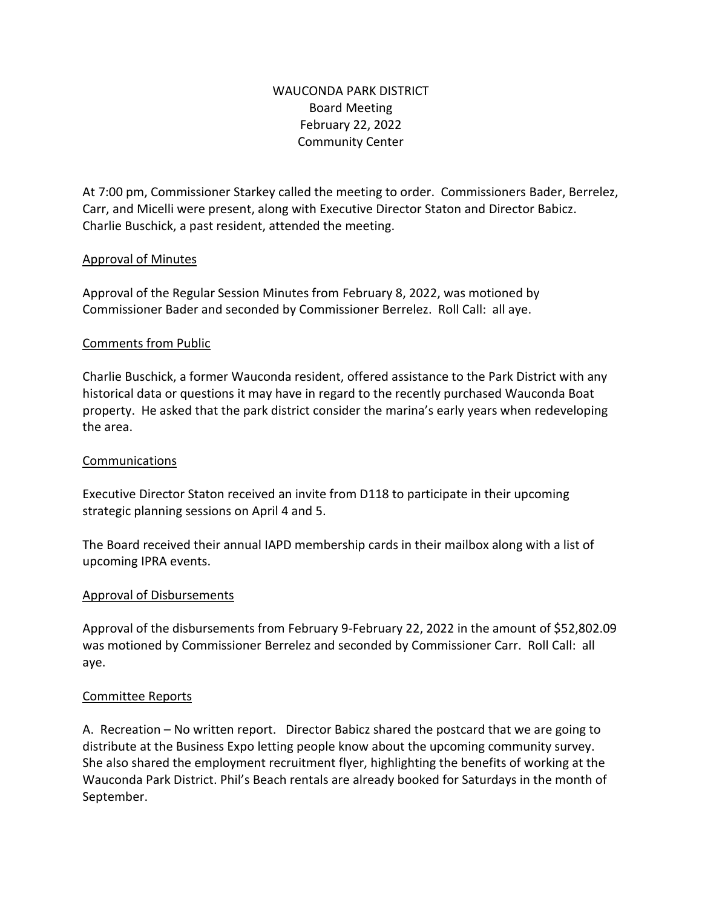# WAUCONDA PARK DISTRICT
## Board Meeting
## February 22, 2022
## Community Center

At 7:00 pm, Commissioner Starkey called the meeting to order. Commissioners Bader, Berrelez, Carr, and Micelli were present, along with Executive Director Staton and Director Babicz. Charlie Buschick, a past resident, attended the meeting.

### Approval of Minutes

Approval of the Regular Session Minutes from February 8, 2022, was motioned by Commissioner Bader and seconded by Commissioner Berrelez. Roll Call: all aye.

### Comments from Public

Charlie Buschick, a former Wauconda resident, offered assistance to the Park District with any historical data or questions it may have in regard to the recently purchased Wauconda Boat property. He asked that the park district consider the marina's early years when redeveloping the area.

### Communications

Executive Director Staton received an invite from D118 to participate in their upcoming strategic planning sessions on April 4 and 5.

The Board received their annual IAPD membership cards in their mailbox along with a list of upcoming IPRA events.

### Approval of Disbursements

Approval of the disbursements from February 9-February 22, 2022 in the amount of $52,802.09 was motioned by Commissioner Berrelez and seconded by Commissioner Carr. Roll Call: all aye.

### Committee Reports

A. Recreation – No written report. Director Babicz shared the postcard that we are going to distribute at the Business Expo letting people know about the upcoming community survey. She also shared the employment recruitment flyer, highlighting the benefits of working at the Wauconda Park District. Phil's Beach rentals are already booked for Saturdays in the month of September.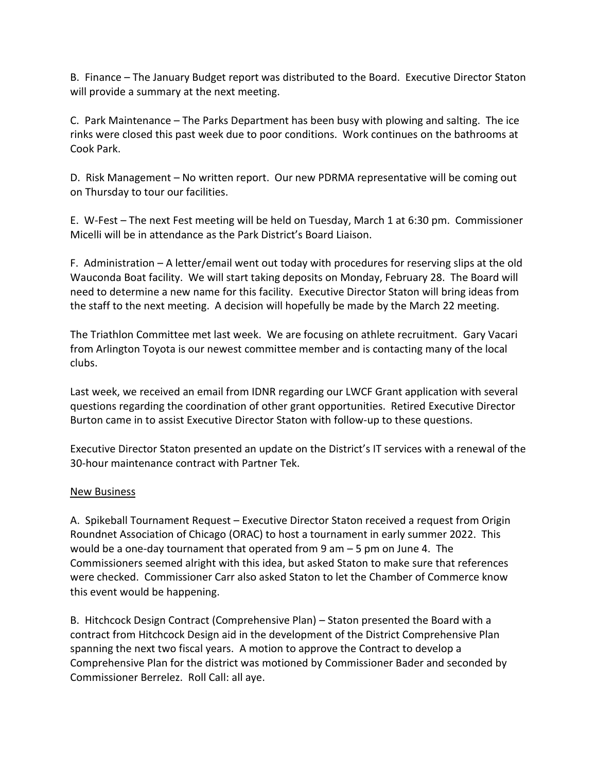B. Finance – The January Budget report was distributed to the Board. Executive Director Staton will provide a summary at the next meeting.

C. Park Maintenance – The Parks Department has been busy with plowing and salting. The ice rinks were closed this past week due to poor conditions. Work continues on the bathrooms at Cook Park.

D. Risk Management – No written report. Our new PDRMA representative will be coming out on Thursday to tour our facilities.

E. W-Fest – The next Fest meeting will be held on Tuesday, March 1 at 6:30 pm. Commissioner Micelli will be in attendance as the Park District's Board Liaison.

F. Administration – A letter/email went out today with procedures for reserving slips at the old Wauconda Boat facility. We will start taking deposits on Monday, February 28. The Board will need to determine a new name for this facility. Executive Director Staton will bring ideas from the staff to the next meeting. A decision will hopefully be made by the March 22 meeting.

The Triathlon Committee met last week. We are focusing on athlete recruitment. Gary Vacari from Arlington Toyota is our newest committee member and is contacting many of the local clubs.

Last week, we received an email from IDNR regarding our LWCF Grant application with several questions regarding the coordination of other grant opportunities. Retired Executive Director Burton came in to assist Executive Director Staton with follow-up to these questions.

Executive Director Staton presented an update on the District's IT services with a renewal of the 30-hour maintenance contract with Partner Tek.

<u>New Business</u>

A. Spikeball Tournament Request – Executive Director Staton received a request from Origin Roundnet Association of Chicago (ORAC) to host a tournament in early summer 2022. This would be a one-day tournament that operated from 9 am – 5 pm on June 4. The Commissioners seemed alright with this idea, but asked Staton to make sure that references were checked. Commissioner Carr also asked Staton to let the Chamber of Commerce know this event would be happening.

B. Hitchcock Design Contract (Comprehensive Plan) – Staton presented the Board with a contract from Hitchcock Design aid in the development of the District Comprehensive Plan spanning the next two fiscal years. A motion to approve the Contract to develop a Comprehensive Plan for the district was motioned by Commissioner Bader and seconded by Commissioner Berrelez. Roll Call: all aye.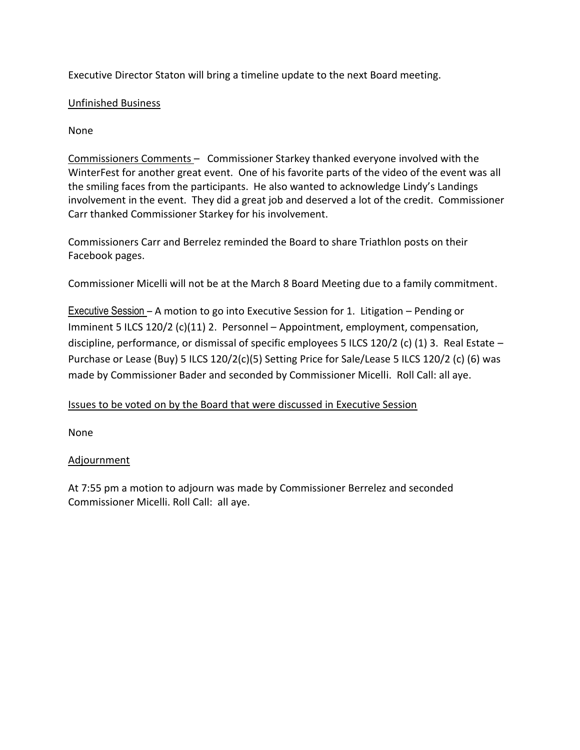Executive Director Staton will bring a timeline update to the next Board meeting.

Unfinished Business

None

Commissioners Comments – Commissioner Starkey thanked everyone involved with the WinterFest for another great event. One of his favorite parts of the video of the event was all the smiling faces from the participants. He also wanted to acknowledge Lindy's Landings involvement in the event. They did a great job and deserved a lot of the credit. Commissioner Carr thanked Commissioner Starkey for his involvement.

Commissioners Carr and Berrelez reminded the Board to share Triathlon posts on their Facebook pages.

Commissioner Micelli will not be at the March 8 Board Meeting due to a family commitment.

Executive Session – A motion to go into Executive Session for 1. Litigation – Pending or Imminent 5 ILCS 120/2 (c)(11) 2. Personnel – Appointment, employment, compensation, discipline, performance, or dismissal of specific employees 5 ILCS 120/2 (c) (1) 3. Real Estate – Purchase or Lease (Buy) 5 ILCS 120/2(c)(5) Setting Price for Sale/Lease 5 ILCS 120/2 (c) (6) was made by Commissioner Bader and seconded by Commissioner Micelli. Roll Call: all aye.

Issues to be voted on by the Board that were discussed in Executive Session

None

Adjournment

At 7:55 pm a motion to adjourn was made by Commissioner Berrelez and seconded Commissioner Micelli. Roll Call: all aye.